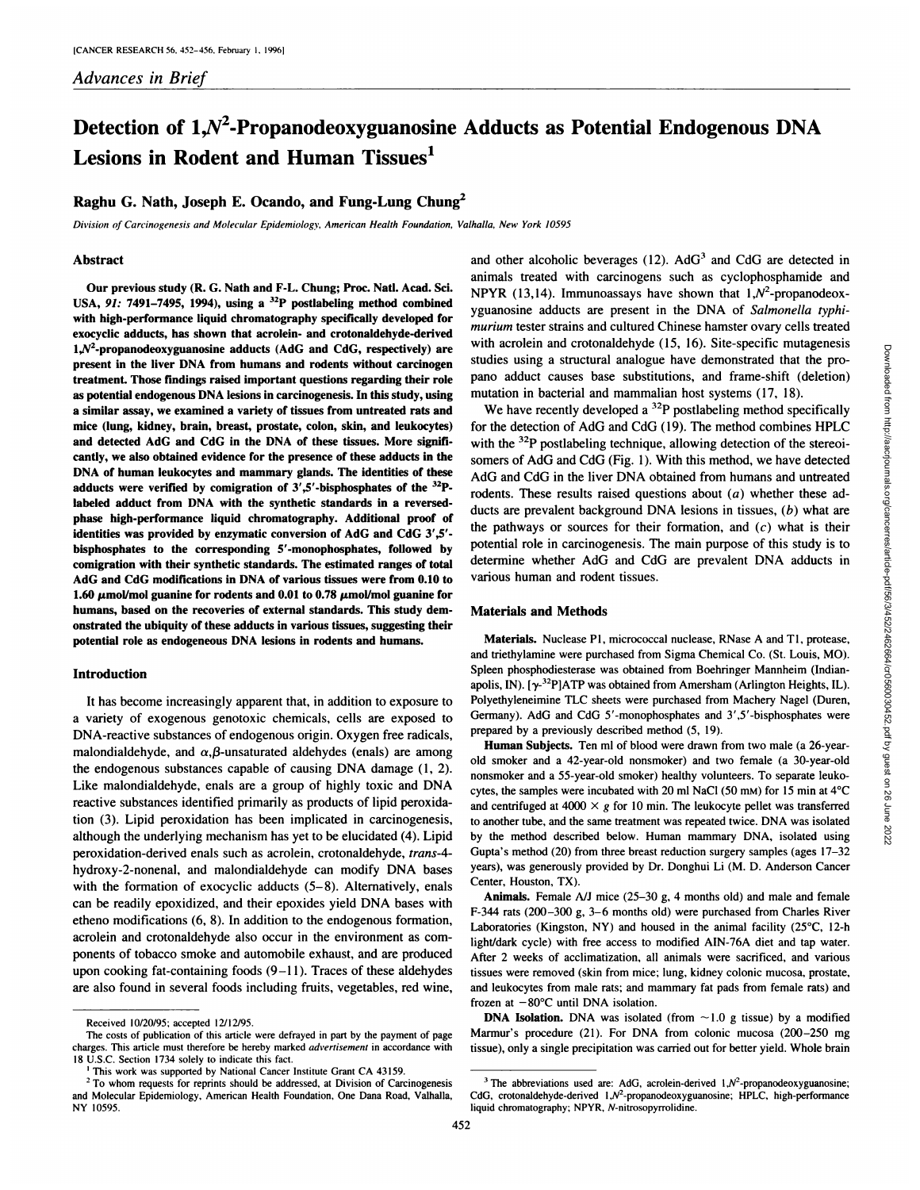*Advances in Brief*

# Detection of 1,$N^2$-Propanodeoxyguanosine Adducts as Potential Endogenous DNA Lesions in Rodent and Human Tissues[1]

**Raghu G. Nath, Joseph E. Ocando, and Fung-Lung Chung[2]**

*Division of Carcinogenesis and Molecular Epidemiology, American Health Foundation, Valhalla, New York 10595*

## Abstract

Our previous study (R. G. Nath and F-L. Chung; Proc. Natl. Acad. Sci. USA, *91:* 7491–7495, 1994), using a $^{32}$P postlabeling method combined with high-performance liquid chromatography specifically developed for exocyclic adducts, has shown that acrolein- and crotonaldehyde-derived 1,$N^2$-propanodeoxyguanosine adducts (AdG and CdG, respectively) are present in the liver DNA from humans and rodents without carcinogen treatment. Those findings raised important questions regarding their role as potential endogenous DNA lesions in carcinogenesis. In this study, using a similar assay, we examined a variety of tissues from untreated rats and mice (lung, kidney, brain, breast, prostate, colon, skin, and leukocytes) and detected AdG and CdG in the DNA of these tissues. More significantly, we also obtained evidence for the presence of these adducts in the DNA of human leukocytes and mammary glands. The identities of these adducts were verified by comigration of 3′,5′-bisphosphates of the $^{32}$P-labeled adduct from DNA with the synthetic standards in a reversed-phase high-performance liquid chromatography. Additional proof of identities was provided by enzymatic conversion of AdG and CdG 3′,5′-bisphosphates to the corresponding 5′-monophosphates, followed by comigration with their synthetic standards. The estimated ranges of total AdG and CdG modifications in DNA of various tissues were from 0.10 to 1.60 μmol/mol guanine for rodents and 0.01 to 0.78 μmol/mol guanine for humans, based on the recoveries of external standards. This study demonstrated the ubiquity of these adducts in various tissues, suggesting their potential role as endogeneous DNA lesions in rodents and humans.

## Introduction

It has become increasingly apparent that, in addition to exposure to a variety of exogenous genotoxic chemicals, cells are exposed to DNA-reactive substances of endogenous origin. Oxygen free radicals, malondialdehyde, and α,β-unsaturated aldehydes (enals) are among the endogenous substances capable of causing DNA damage (1, 2). Like malondialdehyde, enals are a group of highly toxic and DNA reactive substances identified primarily as products of lipid peroxidation (3). Lipid peroxidation has been implicated in carcinogenesis, although the underlying mechanism has yet to be elucidated (4). Lipid peroxidation-derived enals such as acrolein, crotonaldehyde, *trans*-4-hydroxy-2-nonenal, and malondialdehyde can modify DNA bases with the formation of exocyclic adducts (5–8). Alternatively, enals can be readily epoxidized, and their epoxides yield DNA bases with etheno modifications (6, 8). In addition to the endogenous formation, acrolein and crotonaldehyde also occur in the environment as components of tobacco smoke and automobile exhaust, and are produced upon cooking fat-containing foods (9–11). Traces of these aldehydes are also found in several foods including fruits, vegetables, red wine, and other alcoholic beverages (12). AdG[3] and CdG are detected in animals treated with carcinogens such as cyclophosphamide and NPYR (13,14). Immunoassays have shown that 1,$N^2$-propanodeoxyguanosine adducts are present in the DNA of *Salmonella typhimurium* tester strains and cultured Chinese hamster ovary cells treated with acrolein and crotonaldehyde (15, 16). Site-specific mutagenesis studies using a structural analogue have demonstrated that the propano adduct causes base substitutions, and frame-shift (deletion) mutation in bacterial and mammalian host systems (17, 18).

We have recently developed a $^{32}$P postlabeling method specifically for the detection of AdG and CdG (19). The method combines HPLC with the $^{32}$P postlabeling technique, allowing detection of the stereoisomers of AdG and CdG (Fig. 1). With this method, we have detected AdG and CdG in the liver DNA obtained from humans and untreated rodents. These results raised questions about (*a*) whether these adducts are prevalent background DNA lesions in tissues, (*b*) what are the pathways or sources for their formation, and (*c*) what is their potential role in carcinogenesis. The main purpose of this study is to determine whether AdG and CdG are prevalent DNA adducts in various human and rodent tissues.

## Materials and Methods

**Materials.** Nuclease P1, micrococcal nuclease, RNase A and T1, protease, and triethylamine were purchased from Sigma Chemical Co. (St. Louis, MO). Spleen phosphodiesterase was obtained from Boehringer Mannheim (Indianapolis, IN). [γ-$^{32}$P]ATP was obtained from Amersham (Arlington Heights, IL). Polyethyleneimine TLC sheets were purchased from Machery Nagel (Duren, Germany). AdG and CdG 5′-monophosphates and 3′,5′-bisphosphates were prepared by a previously described method (5, 19).

**Human Subjects.** Ten ml of blood were drawn from two male (a 26-year-old smoker and a 42-year-old nonsmoker) and two female (a 30-year-old nonsmoker and a 55-year-old smoker) healthy volunteers. To separate leukocytes, the samples were incubated with 20 ml NaCl (50 mM) for 15 min at 4°C and centrifuged at 4000 × *g* for 10 min. The leukocyte pellet was transferred to another tube, and the same treatment was repeated twice. DNA was isolated by the method described below. Human mammary DNA, isolated using Gupta's method (20) from three breast reduction surgery samples (ages 17–32 years), was generously provided by Dr. Donghui Li (M. D. Anderson Cancer Center, Houston, TX).

**Animals.** Female A/J mice (25–30 g, 4 months old) and male and female F-344 rats (200–300 g, 3–6 months old) were purchased from Charles River Laboratories (Kingston, NY) and housed in the animal facility (25°C, 12-h light/dark cycle) with free access to modified AIN-76A diet and tap water. After 2 weeks of acclimatization, all animals were sacrificed, and various tissues were removed (skin from mice; lung, kidney colonic mucosa, prostate, and leukocytes from male rats; and mammary fat pads from female rats) and frozen at −80°C until DNA isolation.

**DNA Isolation.** DNA was isolated (from ~1.0 g tissue) by a modified Marmur's procedure (21). For DNA from colonic mucosa (200–250 mg tissue), only a single precipitation was carried out for better yield. Whole brain

---

Received 10/20/95; accepted 12/12/95.

The costs of publication of this article were defrayed in part by the payment of page charges. This article must therefore be hereby marked *advertisement* in accordance with 18 U.S.C. Section 1734 solely to indicate this fact.

[1] This work was supported by National Cancer Institute Grant CA 43159.

[2] To whom requests for reprints should be addressed, at Division of Carcinogenesis and Molecular Epidemiology, American Health Foundation, One Dana Road, Valhalla, NY 10595.

[3] The abbreviations used are: AdG, acrolein-derived 1,$N^2$-propanodeoxyguanosine; CdG, crotonaldehyde-derived 1,$N^2$-propanodeoxyguanosine; HPLC, high-performance liquid chromatography; NPYR, *N*-nitrosopyrrolidine.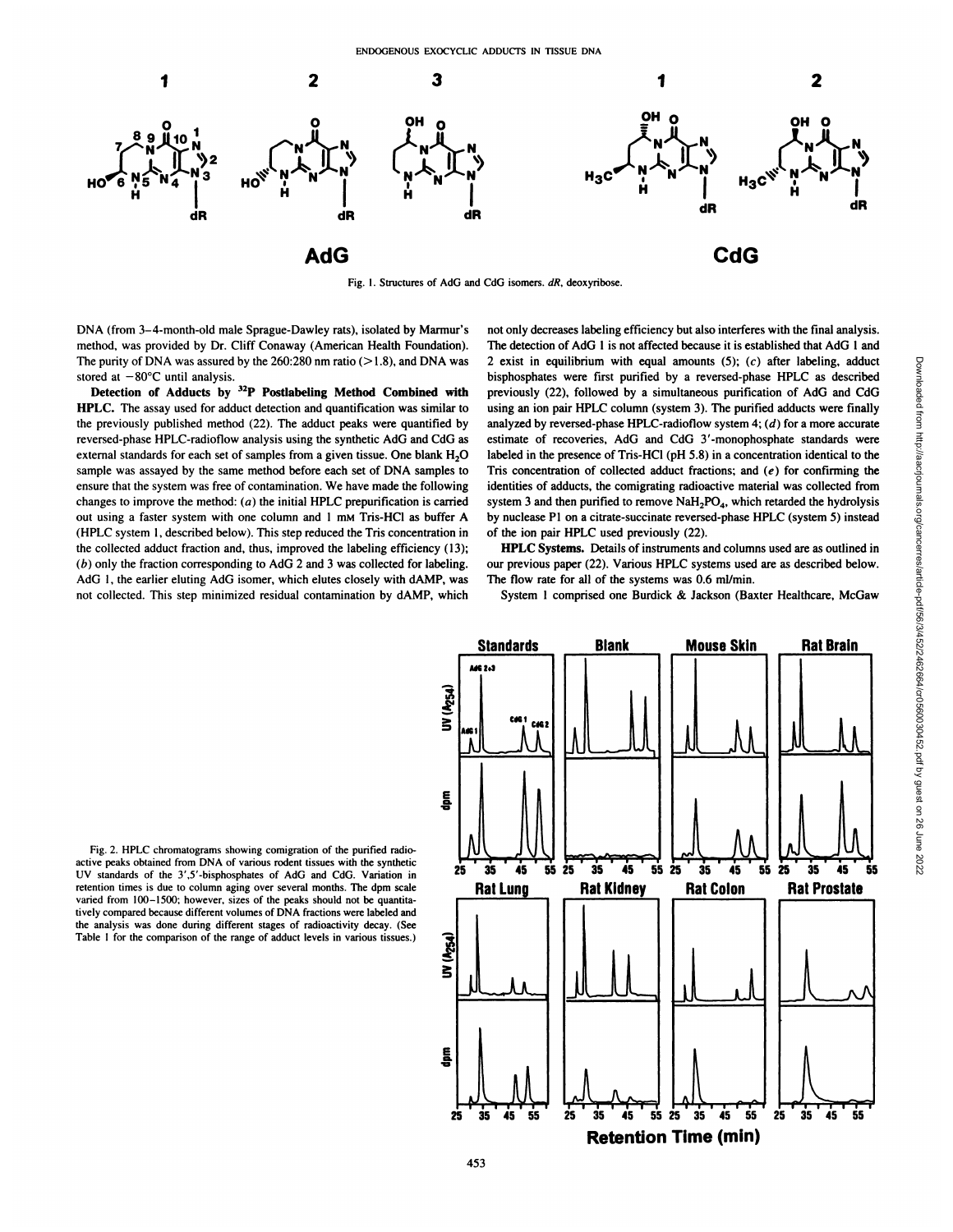Fig. 1. Structures of AdG and CdG isomers. *dR*, deoxyribose.

DNA (from 3–4-month-old male Sprague-Dawley rats), isolated by Marmur's method, was provided by Dr. Cliff Conaway (American Health Foundation). The purity of DNA was assured by the 260:280 nm ratio (>1.8), and DNA was stored at −80°C until analysis.

**Detection of Adducts by $^{32}P$ Postlabeling Method Combined with HPLC.** The assay used for adduct detection and quantification was similar to the previously published method (22). The adduct peaks were quantified by reversed-phase HPLC-radioflow analysis using the synthetic AdG and CdG as external standards for each set of samples from a given tissue. One blank $H_2O$ sample was assayed by the same method before each set of DNA samples to ensure that the system was free of contamination. We have made the following changes to improve the method: (*a*) the initial HPLC prepurification is carried out using a faster system with one column and 1 mM Tris-HCl as buffer A (HPLC system 1, described below). This step reduced the Tris concentration in the collected adduct fraction and, thus, improved the labeling efficiency (13); (*b*) only the fraction corresponding to AdG 2 and 3 was collected for labeling. AdG 1, the earlier eluting AdG isomer, which elutes closely with dAMP, was not collected. This step minimized residual contamination by dAMP, which not only decreases labeling efficiency but also interferes with the final analysis. The detection of AdG 1 is not affected because it is established that AdG 1 and 2 exist in equilibrium with equal amounts (5); (*c*) after labeling, adduct bisphosphates were first purified by a reversed-phase HPLC as described previously (22), followed by a simultaneous purification of AdG and CdG using an ion pair HPLC column (system 3). The purified adducts were finally analyzed by reversed-phase HPLC-radioflow system 4; (*d*) for a more accurate estimate of recoveries, AdG and CdG 3′-monophosphate standards were labeled in the presence of Tris-HCl (pH 5.8) in a concentration identical to the Tris concentration of collected adduct fractions; and (*e*) for confirming the identities of adducts, the comigrating radioactive material was collected from system 3 and then purified to remove $NaH_2PO_4$, which retarded the hydrolysis by nuclease P1 on a citrate-succinate reversed-phase HPLC (system 5) instead of the ion pair HPLC used previously (22).

**HPLC Systems.** Details of instruments and columns used are as outlined in our previous paper (22). Various HPLC systems used are as described below. The flow rate for all of the systems was 0.6 ml/min.

System 1 comprised one Burdick & Jackson (Baxter Healthcare, McGaw

Fig. 2. HPLC chromatograms showing comigration of the purified radioactive peaks obtained from DNA of various rodent tissues with the synthetic UV standards of the 3′,5′-bisphosphates of AdG and CdG. Variation in retention times is due to column aging over several months. The dpm scale varied from 100–1500; however, sizes of the peaks should not be quantitatively compared because different volumes of DNA fractions were labeled and the analysis was done during different stages of radioactivity decay. (See Table 1 for the comparison of the range of adduct levels in various tissues.)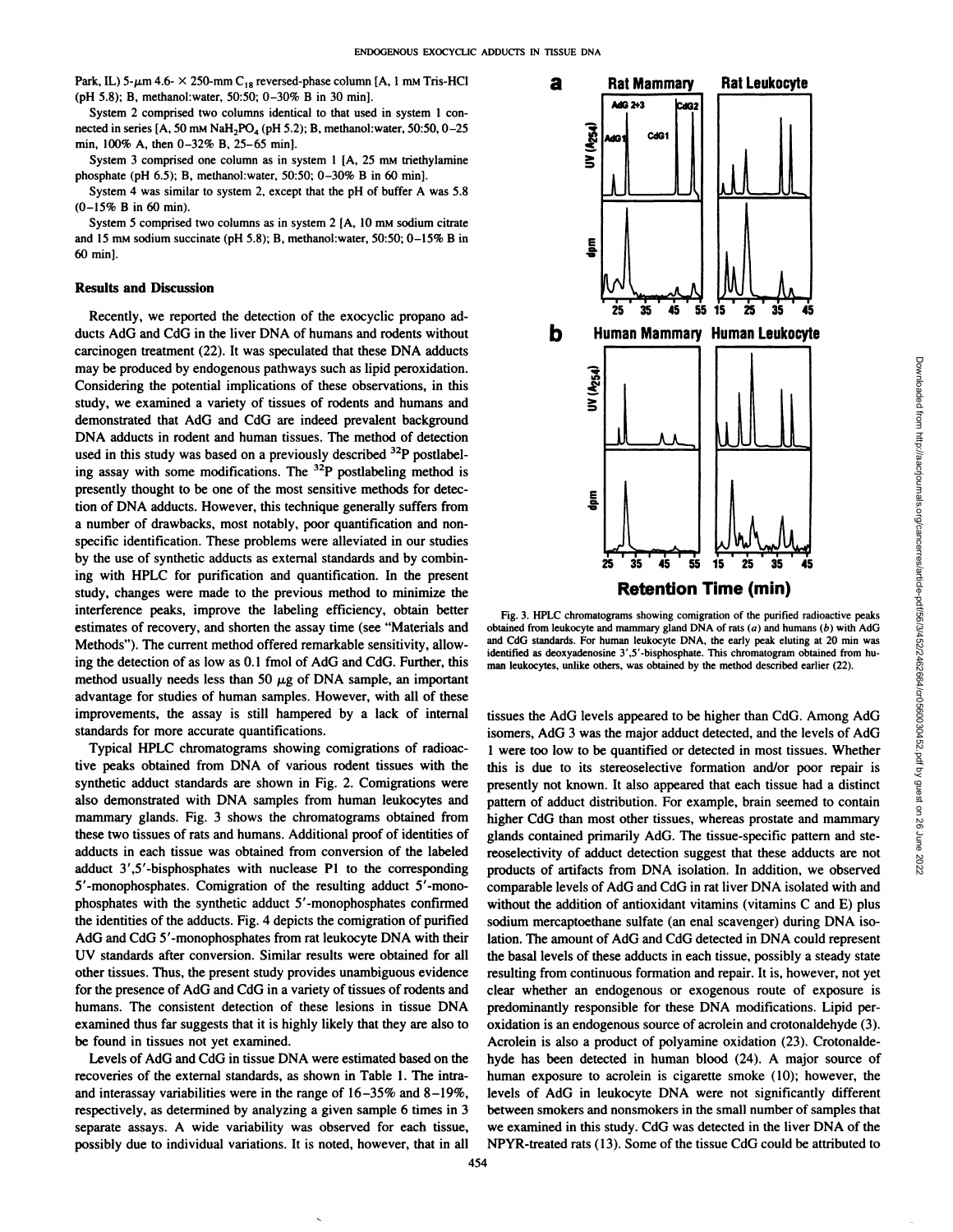Park, IL) 5-μm 4.6- × 250-mm $C_{18}$ reversed-phase column [A, 1 mM Tris-HCl (pH 5.8); B, methanol:water, 50:50; 0–30% B in 30 min].

System 2 comprised two columns identical to that used in system 1 connected in series [A, 50 mM $NaH_2PO_4$ (pH 5.2); B, methanol:water, 50:50, 0–25 min, 100% A, then 0–32% B, 25–65 min].

System 3 comprised one column as in system 1 [A, 25 mM triethylamine phosphate (pH 6.5); B, methanol:water, 50:50; 0–30% B in 60 min].

System 4 was similar to system 2, except that the pH of buffer A was 5.8 (0–15% B in 60 min).

System 5 comprised two columns as in system 2 [A, 10 mM sodium citrate and 15 mM sodium succinate (pH 5.8); B, methanol:water, 50:50; 0–15% B in 60 min].

## Results and Discussion

Recently, we reported the detection of the exocyclic propano adducts AdG and CdG in the liver DNA of humans and rodents without carcinogen treatment (22). It was speculated that these DNA adducts may be produced by endogenous pathways such as lipid peroxidation. Considering the potential implications of these observations, in this study, we examined a variety of tissues of rodents and humans and demonstrated that AdG and CdG are indeed prevalent background DNA adducts in rodent and human tissues. The method of detection used in this study was based on a previously described $^{32}P$ postlabeling assay with some modifications. The $^{32}P$ postlabeling method is presently thought to be one of the most sensitive methods for detection of DNA adducts. However, this technique generally suffers from a number of drawbacks, most notably, poor quantification and nonspecific identification. These problems were alleviated in our studies by the use of synthetic adducts as external standards and by combining with HPLC for purification and quantification. In the present study, changes were made to the previous method to minimize the interference peaks, improve the labeling efficiency, obtain better estimates of recovery, and shorten the assay time (see "Materials and Methods"). The current method offered remarkable sensitivity, allowing the detection of as low as 0.1 fmol of AdG and CdG. Further, this method usually needs less than 50 μg of DNA sample, an important advantage for studies of human samples. However, with all of these improvements, the assay is still hampered by a lack of internal standards for more accurate quantifications.

Typical HPLC chromatograms showing comigrations of radioactive peaks obtained from DNA of various rodent tissues with the synthetic adduct standards are shown in Fig. 2. Comigrations were also demonstrated with DNA samples from human leukocytes and mammary glands. Fig. 3 shows the chromatograms obtained from these two tissues of rats and humans. Additional proof of identities of adducts in each tissue was obtained from conversion of the labeled adduct 3′,5′-bisphosphates with nuclease P1 to the corresponding 5′-monophosphates. Comigration of the resulting adduct 5′-monophosphates with the synthetic adduct 5′-monophosphates confirmed the identities of the adducts. Fig. 4 depicts the comigration of purified AdG and CdG 5′-monophosphates from rat leukocyte DNA with their UV standards after conversion. Similar results were obtained for all other tissues. Thus, the present study provides unambiguous evidence for the presence of AdG and CdG in a variety of tissues of rodents and humans. The consistent detection of these lesions in tissue DNA examined thus far suggests that it is highly likely that they are also to be found in tissues not yet examined.

Levels of AdG and CdG in tissue DNA were estimated based on the recoveries of the external standards, as shown in Table 1. The intra- and interassay variabilities were in the range of 16–35% and 8–19%, respectively, as determined by analyzing a given sample 6 times in 3 separate assays. A wide variability was observed for each tissue, possibly due to individual variations. It is noted, however, that in all tissues the AdG levels appeared to be higher than CdG. Among AdG isomers, AdG 3 was the major adduct detected, and the levels of AdG 1 were too low to be quantified or detected in most tissues. Whether this is due to its stereoselective formation and/or poor repair is presently not known. It also appeared that each tissue had a distinct pattern of adduct distribution. For example, brain seemed to contain higher CdG than most other tissues, whereas prostate and mammary glands contained primarily AdG. The tissue-specific pattern and stereoselectivity of adduct detection suggest that these adducts are not products of artifacts from DNA isolation. In addition, we observed comparable levels of AdG and CdG in rat liver DNA isolated with and without the addition of antioxidant vitamins (vitamins C and E) plus sodium mercaptoethane sulfate (an enal scavenger) during DNA isolation. The amount of AdG and CdG detected in DNA could represent the basal levels of these adducts in each tissue, possibly a steady state resulting from continuous formation and repair. It is, however, not yet clear whether an endogenous or exogenous route of exposure is predominantly responsible for these DNA modifications. Lipid peroxidation is an endogenous source of acrolein and crotonaldehyde (3). Acrolein is also a product of polyamine oxidation (23). Crotonaldehyde has been detected in human blood (24). A major source of human exposure to acrolein is cigarette smoke (10); however, the levels of AdG in leukocyte DNA were not significantly different between smokers and nonsmokers in the small number of samples that we examined in this study. CdG was detected in the liver DNA of the NPYR-treated rats (13). Some of the tissue CdG could be attributed to

Fig. 3. HPLC chromatograms showing comigration of the purified radioactive peaks obtained from leukocyte and mammary gland DNA of rats (*a*) and humans (*b*) with AdG and CdG standards. For human leukocyte DNA, the early peak eluting at 20 min was identified as deoxyadenosine 3′,5′-bisphosphate. This chromatogram obtained from human leukocytes, unlike others, was obtained by the method described earlier (22).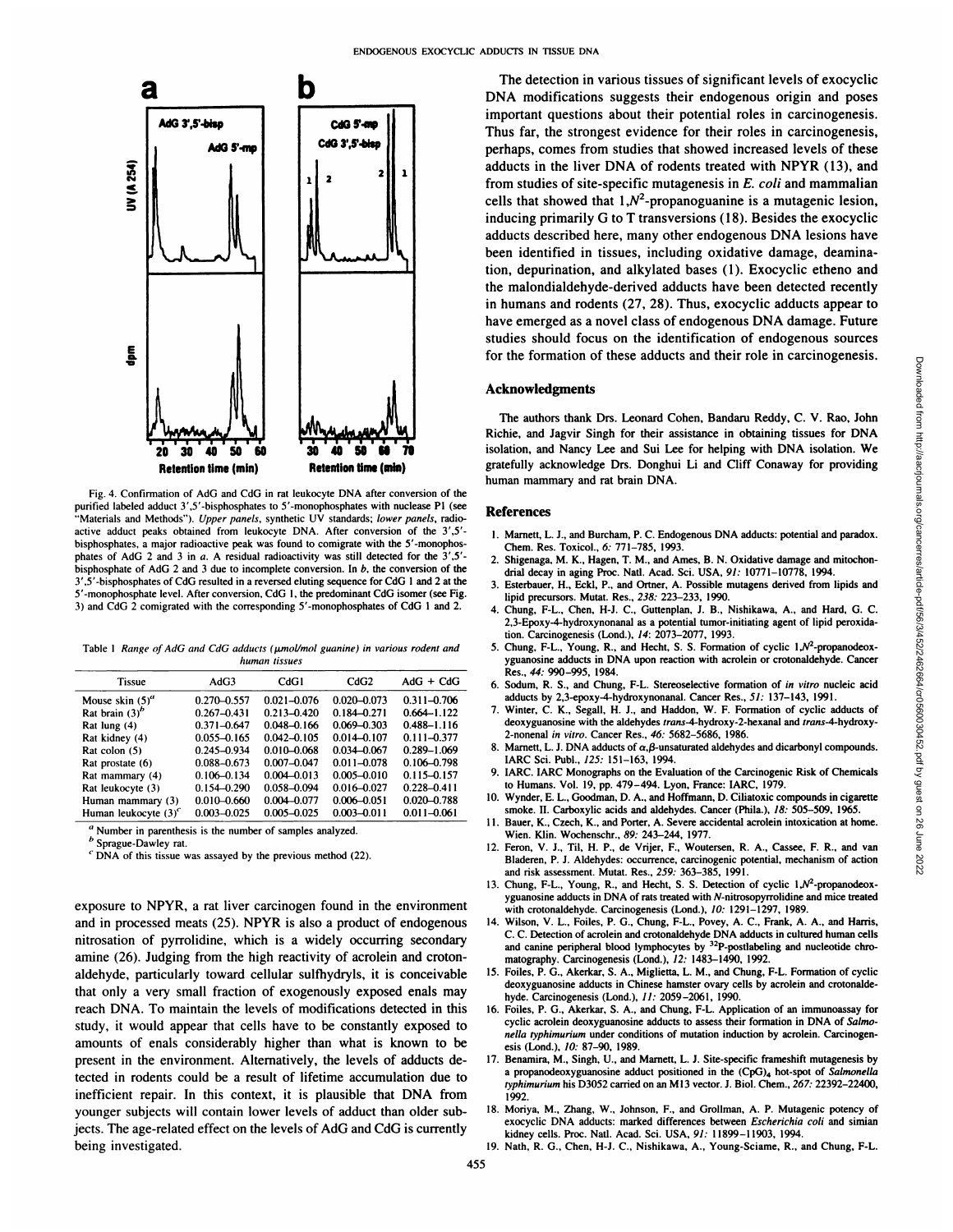Fig. 4. Confirmation of AdG and CdG in rat leukocyte DNA after conversion of the purified labeled adduct 3′,5′-bisphosphates to 5′-monophosphates with nuclease P1 (see "Materials and Methods"). *Upper panels*, synthetic UV standards; *lower panels*, radioactive adduct peaks obtained from leukocyte DNA. After conversion of the 3′,5′-bisphosphates, a major radioactive peak was found to comigrate with the 5′-monophosphates of AdG 2 and 3 in *a*. A residual radioactivity was still detected for the 3′,5′-bisphosphate of AdG 2 and 3 due to incomplete conversion. In *b*, the conversion of the 3′,5′-bisphosphates of CdG resulted in a reversed eluting sequence for CdG 1 and 2 at the 5′-monophosphate level. After conversion, CdG 1, the predominant CdG isomer (see Fig. 3) and CdG 2 comigrated with the corresponding 5′-monophosphates of CdG 1 and 2.

Table 1 *Range of AdG and CdG adducts (μmol/mol guanine) in various rodent and human tissues*

| Tissue | AdG3 | CdG1 | CdG2 | AdG + CdG |
|---|---|---|---|---|
| Mouse skin (5)[a] | 0.270–0.557 | 0.021–0.076 | 0.020–0.073 | 0.311–0.706 |
| Rat brain (3)[b] | 0.267–0.431 | 0.213–0.420 | 0.184–0.271 | 0.664–1.122 |
| Rat lung (4) | 0.371–0.647 | 0.048–0.166 | 0.069–0.303 | 0.488–1.116 |
| Rat kidney (4) | 0.055–0.165 | 0.042–0.105 | 0.014–0.107 | 0.111–0.377 |
| Rat colon (5) | 0.245–0.934 | 0.010–0.068 | 0.034–0.067 | 0.289–1.069 |
| Rat prostate (6) | 0.088–0.673 | 0.007–0.047 | 0.011–0.078 | 0.106–0.798 |
| Rat mammary (4) | 0.106–0.134 | 0.004–0.013 | 0.005–0.010 | 0.115–0.157 |
| Rat leukocyte (3) | 0.154–0.290 | 0.058–0.094 | 0.016–0.027 | 0.228–0.411 |
| Human mammary (3) | 0.010–0.660 | 0.004–0.077 | 0.006–0.051 | 0.020–0.788 |
| Human leukocyte (3)[c] | 0.003–0.025 | 0.005–0.025 | 0.003–0.011 | 0.011–0.061 |

[a] Number in parenthesis is the number of samples analyzed.

[b] Sprague-Dawley rat.

[c] DNA of this tissue was assayed by the previous method (22).

exposure to NPYR, a rat liver carcinogen found in the environment and in processed meats (25). NPYR is also a product of endogenous nitrosation of pyrrolidine, which is a widely occurring secondary amine (26). Judging from the high reactivity of acrolein and crotonaldehyde, particularly toward cellular sulfhydryls, it is conceivable that only a very small fraction of exogenously exposed enals may reach DNA. To maintain the levels of modifications detected in this study, it would appear that cells have to be constantly exposed to amounts of enals considerably higher than what is known to be present in the environment. Alternatively, the levels of adducts detected in rodents could be a result of lifetime accumulation due to inefficient repair. In this context, it is plausible that DNA from younger subjects will contain lower levels of adduct than older subjects. The age-related effect on the levels of AdG and CdG is currently being investigated.

The detection in various tissues of significant levels of exocyclic DNA modifications suggests their endogenous origin and poses important questions about their potential roles in carcinogenesis. Thus far, the strongest evidence for their roles in carcinogenesis, perhaps, comes from studies that showed increased levels of these adducts in the liver DNA of rodents treated with NPYR (13), and from studies of site-specific mutagenesis in *E. coli* and mammalian cells that showed that 1,$N^2$-propanoguanine is a mutagenic lesion, inducing primarily G to T transversions (18). Besides the exocyclic adducts described here, many other endogenous DNA lesions have been identified in tissues, including oxidative damage, deamination, depurination, and alkylated bases (1). Exocyclic etheno and the malondialdehyde-derived adducts have been detected recently in humans and rodents (27, 28). Thus, exocyclic adducts appear to have emerged as a novel class of endogenous DNA damage. Future studies should focus on the identification of endogenous sources for the formation of these adducts and their role in carcinogenesis.

## Acknowledgments

The authors thank Drs. Leonard Cohen, Bandaru Reddy, C. V. Rao, John Richie, and Jagvir Singh for their assistance in obtaining tissues for DNA isolation, and Nancy Lee and Sui Lee for helping with DNA isolation. We gratefully acknowledge Drs. Donghui Li and Cliff Conaway for providing human mammary and rat brain DNA.

## References

1. Marnett, L. J., and Burcham, P. C. Endogenous DNA adducts: potential and paradox. Chem. Res. Toxicol., *6:* 771–785, 1993.
2. Shigenaga, M. K., Hagen, T. M., and Ames, B. N. Oxidative damage and mitochondrial decay in aging Proc. Natl. Acad. Sci. USA, *91:* 10771–10778, 1994.
3. Esterbauer, H., Eckl, P., and Ortner, A. Possible mutagens derived from lipids and lipid precursors. Mutat. Res., *238:* 223–233, 1990.
4. Chung, F-L., Chen, H-J. C., Guttenplan, J. B., Nishikawa, A., and Hard, G. C. 2,3-Epoxy-4-hydroxynonanal as a potential tumor-initiating agent of lipid peroxidation. Carcinogenesis (Lond.), *14:* 2073–2077, 1993.
5. Chung, F-L., Young, R., and Hecht, S. S. Formation of cyclic 1,$N^2$-propanodeoxyguanosine adducts in DNA upon reaction with acrolein or crotonaldehyde. Cancer Res., *44:* 990–995, 1984.
6. Sodum, R. S., and Chung, F-L. Stereoselective formation of *in vitro* nucleic acid adducts by 2,3-epoxy-4-hydroxynonanal. Cancer Res., *51:* 137–143, 1991.
7. Winter, C. K., Segall, H. J., and Haddon, W. F. Formation of cyclic adducts of deoxyguanosine with the aldehydes *trans*-4-hydroxy-2-hexanal and *trans*-4-hydroxy-2-nonenal *in vitro*. Cancer Res., *46:* 5682–5686, 1986.
8. Marnett, L. J. DNA adducts of α,β-unsaturated aldehydes and dicarbonyl compounds. IARC Sci. Publ., *125:* 151–163, 1994.
9. IARC. IARC Monographs on the Evaluation of the Carcinogenic Risk of Chemicals to Humans. Vol. 19, pp. 479–494. Lyon, France: IARC, 1979.
10. Wynder, E. L., Goodman, D. A., and Hoffmann, D. Ciliatoxic compounds in cigarette smoke. II. Carboxylic acids and aldehydes. Cancer (Phila.), *18:* 505–509, 1965.
11. Bauer, K., Czech, K., and Porter, A. Severe accidental acrolein intoxication at home. Wien. Klin. Wochenschr., *89:* 243–244, 1977.
12. Feron, V. J., Til, H. P., de Vrijer, F., Woutersen, R. A., Cassee, F. R., and van Bladeren, P. J. Aldehydes: occurrence, carcinogenic potential, mechanism of action and risk assessment. Mutat. Res., *259:* 363–385, 1991.
13. Chung, F-L., Young, R., and Hecht, S. S. Detection of cyclic 1,$N^2$-propanodeoxyguanosine adducts in DNA of rats treated with *N*-nitrosopyrrolidine and mice treated with crotonaldehyde. Carcinogenesis (Lond.), *10:* 1291–1297, 1989.
14. Wilson, V. L., Foiles, P. G., Chung, F-L., Povey, A. C., Frank, A. A., and Harris, C. C. Detection of acrolein and crotonaldehyde DNA adducts in cultured human cells and canine peripheral blood lymphocytes by $^{32}$P-postlabeling and nucleotide chromatography. Carcinogenesis (Lond.), *12:* 1483–1490, 1992.
15. Foiles, P. G., Akerkar, S. A., Miglietta, L. M., and Chung, F-L. Formation of cyclic deoxyguanosine adducts in Chinese hamster ovary cells by acrolein and crotonaldehyde. Carcinogenesis (Lond.), *11:* 2059–2061, 1990.
16. Foiles, P. G., Akerkar, S. A., and Chung, F-L. Application of an immunoassay for cyclic acrolein deoxyguanosine adducts to assess their formation in DNA of *Salmonella typhimurium* under conditions of mutation induction by acrolein. Carcinogenesis (Lond.), *10:* 87–90, 1989.
17. Benamira, M., Singh, U., and Marnett, L. J. Site-specific frameshift mutagenesis by a propanodeoxyguanosine adduct positioned in the $(CpG)_4$ hot-spot of *Salmonella typhimurium* his D3052 carried on an M13 vector. J. Biol. Chem., *267:* 22392–22400, 1992.
18. Moriya, M., Zhang, W., Johnson, F., and Grollman, A. P. Mutagenic potency of exocyclic DNA adducts: marked differences between *Escherichia coli* and simian kidney cells. Proc. Natl. Acad. Sci. USA, *91:* 11899–11903, 1994.
19. Nath, R. G., Chen, H-J. C., Nishikawa, A., Young-Sciame, R., and Chung, F-L.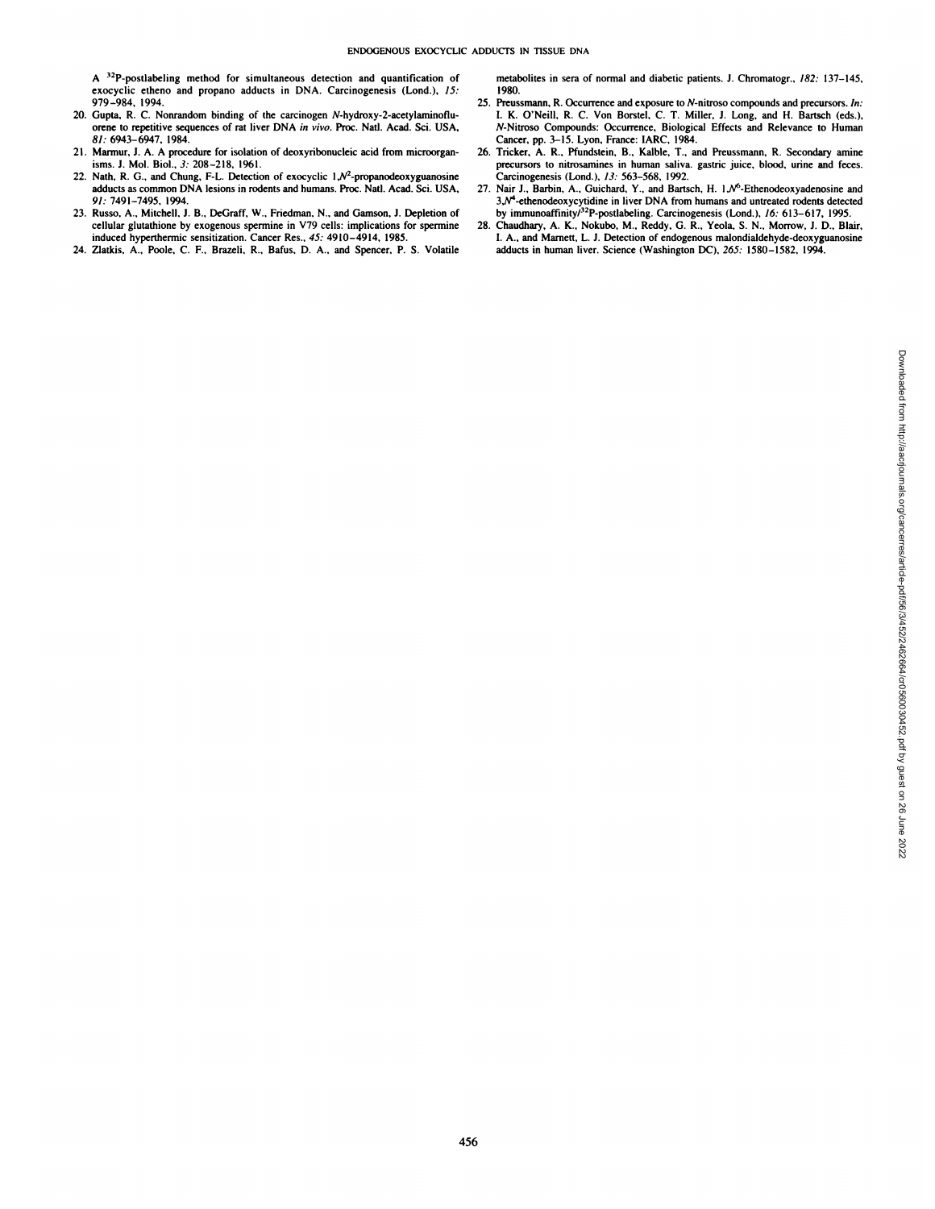A $^{32}$P-postlabeling method for simultaneous detection and quantification of exocyclic etheno and propano adducts in DNA. Carcinogenesis (Lond.), *15:* 979–984, 1994.

20. Gupta, R. C. Nonrandom binding of the carcinogen *N*-hydroxy-2-acetylaminofluorene to repetitive sequences of rat liver DNA *in vivo*. Proc. Natl. Acad. Sci. USA, *81:* 6943–6947, 1984.
21. Marmur, J. A. A procedure for isolation of deoxyribonucleic acid from microorganisms. J. Mol. Biol., *3:* 208–218, 1961.
22. Nath, R. G., and Chung, F-L. Detection of exocyclic 1,$N^2$-propanodeoxyguanosine adducts as common DNA lesions in rodents and humans. Proc. Natl. Acad. Sci. USA, *91:* 7491–7495, 1994.
23. Russo, A., Mitchell, J. B., DeGraff, W., Friedman, N., and Gamson, J. Depletion of cellular glutathione by exogenous spermine in V79 cells: implications for spermine induced hyperthermic sensitization. Cancer Res., *45:* 4910–4914, 1985.
24. Zlatkis, A., Poole, C. F., Brazeli, R., Bafus, D. A., and Spencer, P. S. Volatile metabolites in sera of normal and diabetic patients. J. Chromatogr., *182:* 137–145, 1980.
25. Preussmann, R. Occurrence and exposure to *N*-nitroso compounds and precursors. *In:* I. K. O'Neill, R. C. Von Borstel, C. T. Miller, J. Long, and H. Bartsch (eds.), *N*-Nitroso Compounds: Occurrence, Biological Effects and Relevance to Human Cancer, pp. 3–15. Lyon, France: IARC, 1984.
26. Tricker, A. R., Pfundstein, B., Kalble, T., and Preussmann, R. Secondary amine precursors to nitrosamines in human saliva. gastric juice, blood, urine and feces. Carcinogenesis (Lond.), *13:* 563–568, 1992.
27. Nair J., Barbin, A., Guichard, Y., and Bartsch, H. 1,$N^6$-Ethenodeoxyadenosine and 3,$N^4$-ethenodeoxycytidine in liver DNA from humans and untreated rodents detected by immunoaffinity/$^{32}$P-postlabeling. Carcinogenesis (Lond.), *16:* 613–617, 1995.
28. Chaudhary, A. K., Nokubo, M., Reddy, G. R., Yeola, S. N., Morrow, J. D., Blair, I. A., and Marnett, L. J. Detection of endogenous malondialdehyde-deoxyguanosine adducts in human liver. Science (Washington DC), *265:* 1580–1582, 1994.